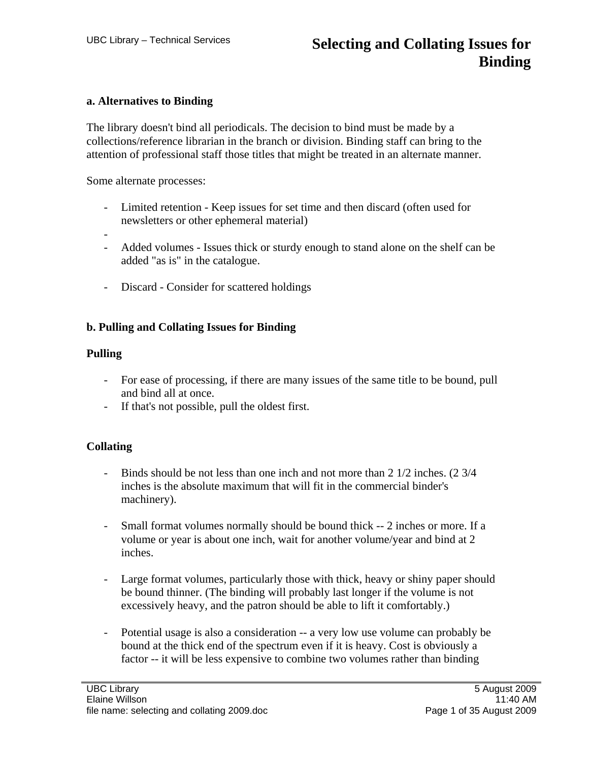# Selecting and Collating Issues for Binding

## a. Alternatives to Binding

The library doesn't bind all periodicals. The decision to bind must be made by a collections/reference librarian in the branch or division. Binding staff can bring to the attention of professional staff those titles that might be treated in an alternate manner.

Some alternate processes:

- Limited retention - Keep issues for set time and then discard (often used for newsletters or other ephemeral material)
- 
- Added volumes - Issues thick or sturdy enough to stand alone on the shelf can be added "as is" in the catalogue.

- Discard - Consider for scattered holdings

## b. Pulling and Collating Issues for Binding

### Pulling

- For ease of processing, if there are many issues of the same title to be bound, pull and bind all at once.
- If that's not possible, pull the oldest first.

### Collating

- Binds should be not less than one inch and not more than 2 1/2 inches. (2 3/4 inches is the absolute maximum that will fit in the commercial binder's machinery).

- Small format volumes normally should be bound thick -- 2 inches or more. If a volume or year is about one inch, wait for another volume/year and bind at 2 inches.

- Large format volumes, particularly those with thick, heavy or shiny paper should be bound thinner. (The binding will probably last longer if the volume is not excessively heavy, and the patron should be able to lift it comfortably.)

- Potential usage is also a consideration -- a very low use volume can probably be bound at the thick end of the spectrum even if it is heavy. Cost is obviously a factor -- it will be less expensive to combine two volumes rather than binding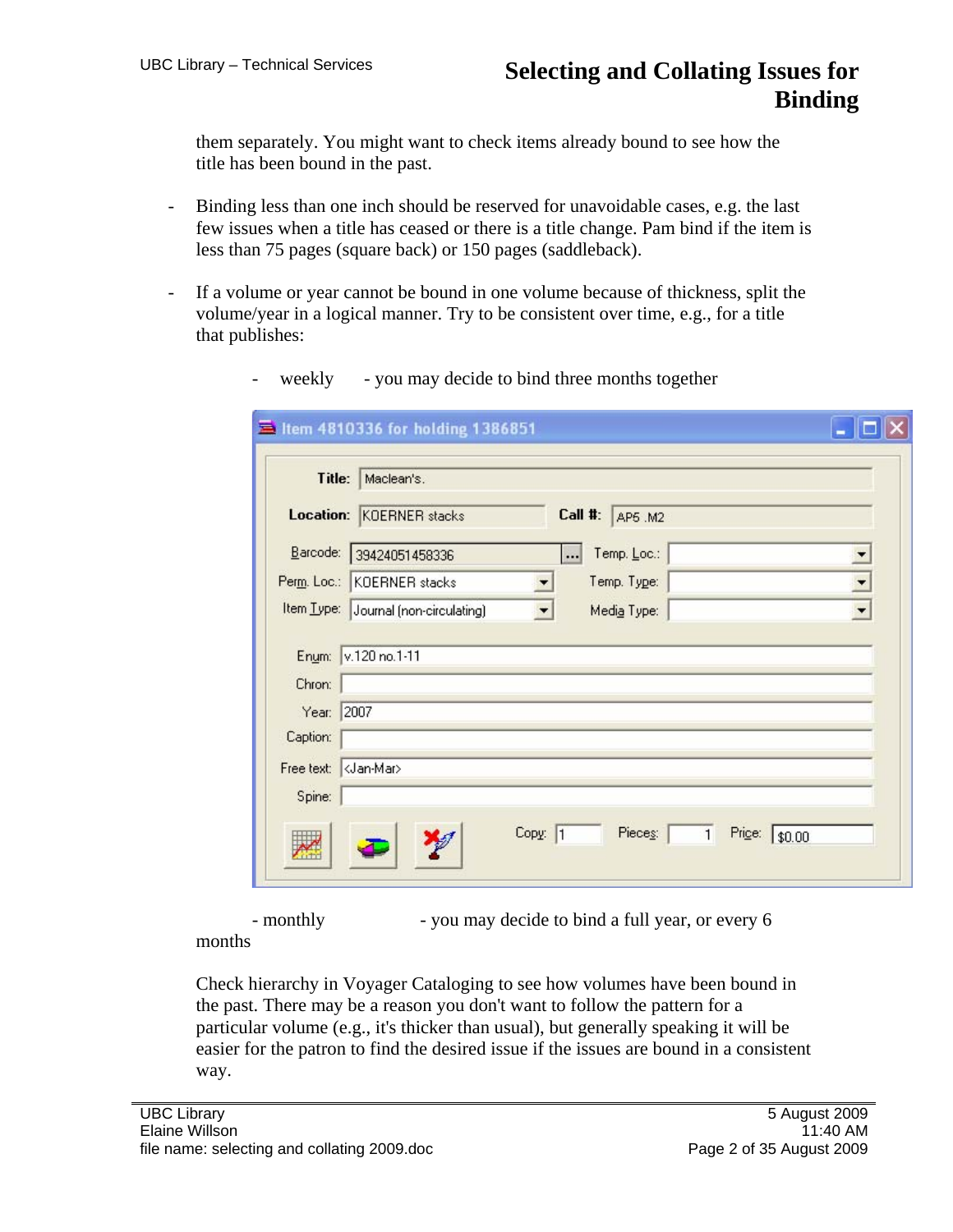them separately. You might want to check items already bound to see how the title has been bound in the past.

- Binding less than one inch should be reserved for unavoidable cases, e.g. the last few issues when a title has ceased or there is a title change. Pam bind if the item is less than 75 pages (square back) or 150 pages (saddleback).

- If a volume or year cannot be bound in one volume because of thickness, split the volume/year in a logical manner. Try to be consistent over time, e.g., for a title that publishes:

  - weekly - you may decide to bind three months together

  - monthly - you may decide to bind a full year, or every 6 months

Check hierarchy in Voyager Cataloging to see how volumes have been bound in the past. There may be a reason you don't want to follow the pattern for a particular volume (e.g., it's thicker than usual), but generally speaking it will be easier for the patron to find the desired issue if the issues are bound in a consistent way.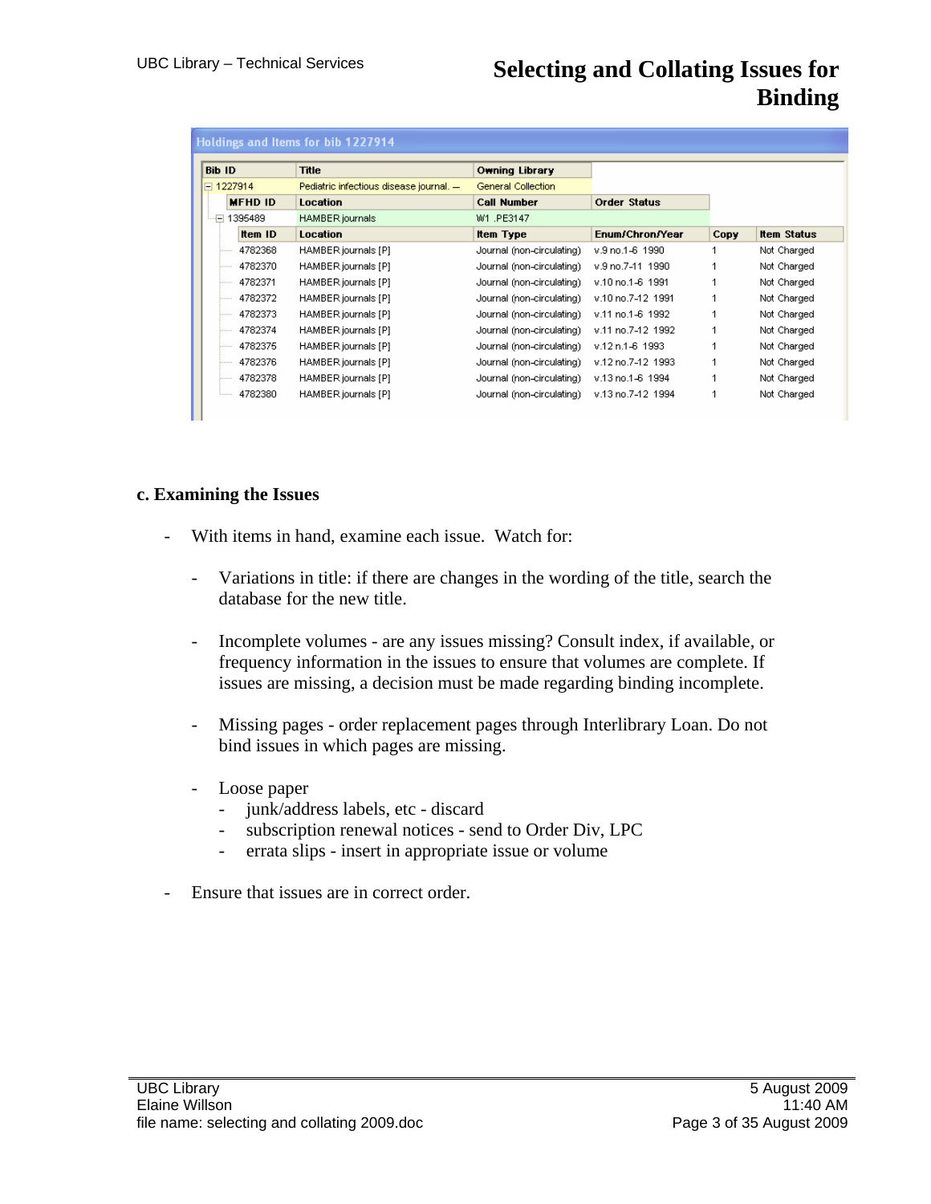Holdings and Items for bib 1227914

| Bib ID | Title | Owning Library | | | |
|---|---|---|---|---|---|
| 1227914 | Pediatric infectious disease journal. — | General Collection | | | |
| MFHD ID | Location | Call Number | Order Status | | |
| 1395489 | HAMBER journals | W1 .PE3147 | | | |
| Item ID | Location | Item Type | Enum/Chron/Year | Copy | Item Status |
| 4782368 | HAMBER journals [P] | Journal (non-circulating) | v.9 no.1-6 1990 | 1 | Not Charged |
| 4782370 | HAMBER journals [P] | Journal (non-circulating) | v.9 no.7-11 1990 | 1 | Not Charged |
| 4782371 | HAMBER journals [P] | Journal (non-circulating) | v.10 no.1-6 1991 | 1 | Not Charged |
| 4782372 | HAMBER journals [P] | Journal (non-circulating) | v.10 no.7-12 1991 | 1 | Not Charged |
| 4782373 | HAMBER journals [P] | Journal (non-circulating) | v.11 no.1-6 1992 | 1 | Not Charged |
| 4782374 | HAMBER journals [P] | Journal (non-circulating) | v.11 no.7-12 1992 | 1 | Not Charged |
| 4782375 | HAMBER journals [P] | Journal (non-circulating) | v.12 n.1-6 1993 | 1 | Not Charged |
| 4782376 | HAMBER journals [P] | Journal (non-circulating) | v.12 no.7-12 1993 | 1 | Not Charged |
| 4782378 | HAMBER journals [P] | Journal (non-circulating) | v.13 no.1-6 1994 | 1 | Not Charged |
| 4782380 | HAMBER journals [P] | Journal (non-circulating) | v.13 no.7-12 1994 | 1 | Not Charged |

### c. Examining the Issues

- With items in hand, examine each issue. Watch for:

  - Variations in title: if there are changes in the wording of the title, search the database for the new title.

  - Incomplete volumes - are any issues missing? Consult index, if available, or frequency information in the issues to ensure that volumes are complete. If issues are missing, a decision must be made regarding binding incomplete.

  - Missing pages - order replacement pages through Interlibrary Loan. Do not bind issues in which pages are missing.

  - Loose paper
    - junk/address labels, etc - discard
    - subscription renewal notices - send to Order Div, LPC
    - errata slips - insert in appropriate issue or volume

- Ensure that issues are in correct order.